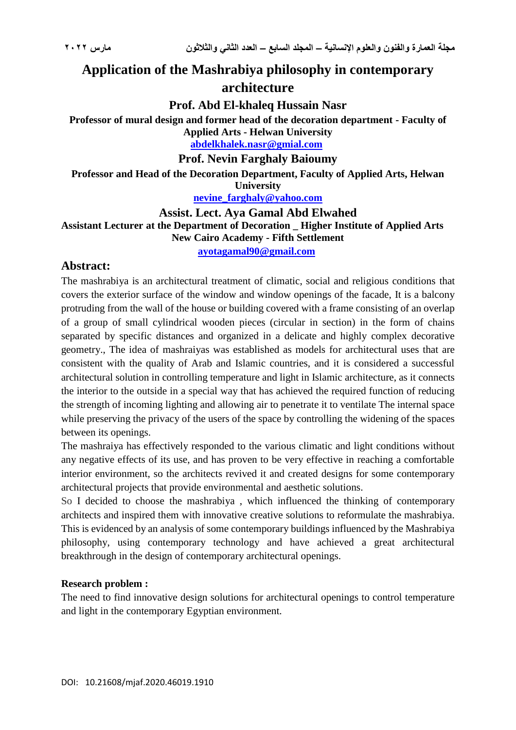# Application of the Mashrabiya philosophy in contemporary architecture

**Prof. Abd El-khaleq Hussain Nasr**

**Professor of mural design and former head of the decoration department - Faculty of Applied Arts - Helwan University**

**abdelkhalek.nasr@gmial.com**

**Prof. Nevin Farghaly Baioumy**

**Professor and Head of the Decoration Department, Faculty of Applied Arts, Helwan University**

**nevine_farghaly@yahoo.com**

**Assist. Lect. Aya Gamal Abd Elwahed**

**Assistant Lecturer at the Department of Decoration _ Higher Institute of Applied Arts New Cairo Academy - Fifth Settlement**

**ayotagamal90@gmail.com**

## Abstract:

The mashrabiya is an architectural treatment of climatic, social and religious conditions that covers the exterior surface of the window and window openings of the facade, It is a balcony protruding from the wall of the house or building covered with a frame consisting of an overlap of a group of small cylindrical wooden pieces (circular in section) in the form of chains separated by specific distances and organized in a delicate and highly complex decorative geometry., The idea of mashraiyas was established as models for architectural uses that are consistent with the quality of Arab and Islamic countries, and it is considered a successful architectural solution in controlling temperature and light in Islamic architecture, as it connects the interior to the outside in a special way that has achieved the required function of reducing the strength of incoming lighting and allowing air to penetrate it to ventilate The internal space while preserving the privacy of the users of the space by controlling the widening of the spaces between its openings.

The mashraiya has effectively responded to the various climatic and light conditions without any negative effects of its use, and has proven to be very effective in reaching a comfortable interior environment, so the architects revived it and created designs for some contemporary architectural projects that provide environmental and aesthetic solutions.

So I decided to choose the mashrabiya , which influenced the thinking of contemporary architects and inspired them with innovative creative solutions to reformulate the mashrabiya. This is evidenced by an analysis of some contemporary buildings influenced by the Mashrabiya philosophy, using contemporary technology and have achieved a great architectural breakthrough in the design of contemporary architectural openings.

**Research problem :**

The need to find innovative design solutions for architectural openings to control temperature and light in the contemporary Egyptian environment.

DOI: 10.21608/mjaf.2020.46019.1910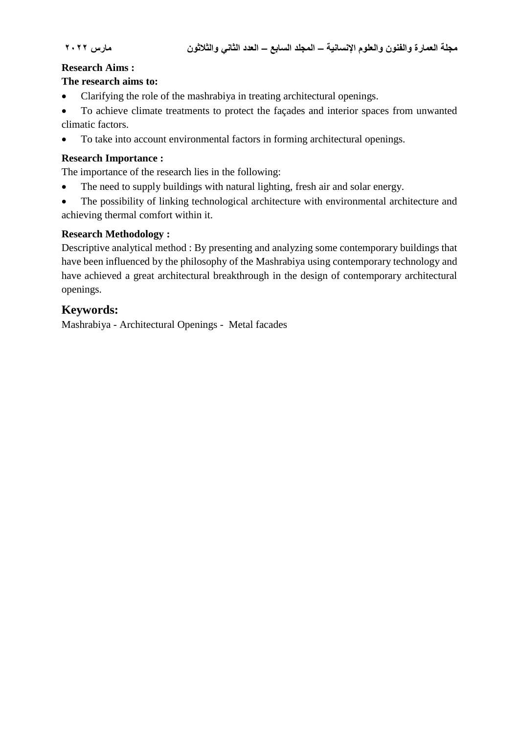**Research Aims :**

**The research aims to:**

- Clarifying the role of the mashrabiya in treating architectural openings.
- To achieve climate treatments to protect the façades and interior spaces from unwanted climatic factors.
- To take into account environmental factors in forming architectural openings.

**Research Importance :**

The importance of the research lies in the following:

- The need to supply buildings with natural lighting, fresh air and solar energy.
- The possibility of linking technological architecture with environmental architecture and achieving thermal comfort within it.

**Research Methodology :**

Descriptive analytical method : By presenting and analyzing some contemporary buildings that have been influenced by the philosophy of the Mashrabiya using contemporary technology and have achieved a great architectural breakthrough in the design of contemporary architectural openings.

## Keywords:

Mashrabiya - Architectural Openings - Metal facades